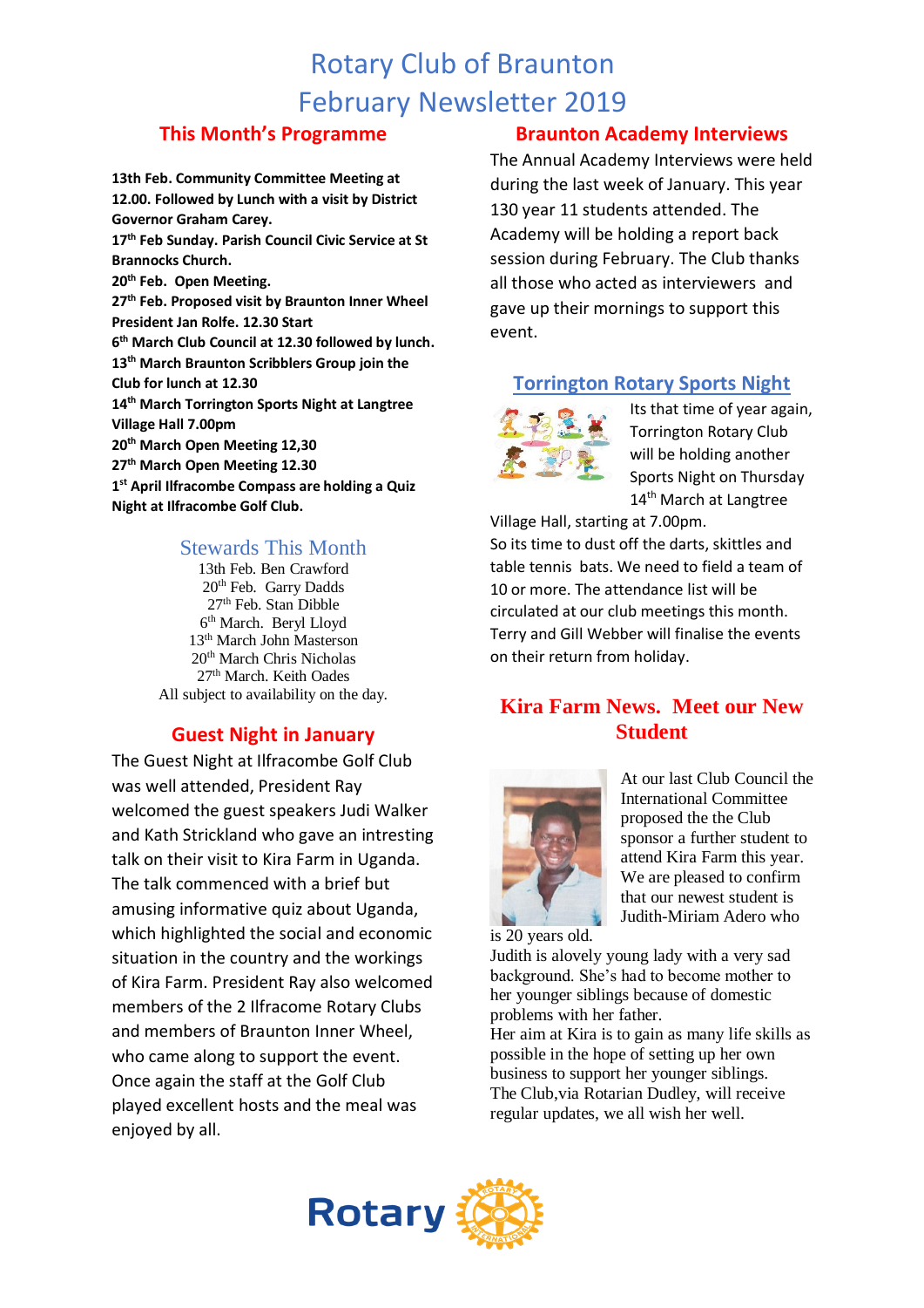# Rotary Club of Braunton
# February Newsletter 2019

## This Month's Programme

**13th Feb. Community Committee Meeting at 12.00. Followed by Lunch with a visit by District Governor Graham Carey.**
**17th Feb Sunday. Parish Council Civic Service at St Brannocks Church.**
**20th Feb. Open Meeting.**
**27th Feb. Proposed visit by Braunton Inner Wheel President Jan Rolfe. 12.30 Start**
**6th March Club Council at 12.30 followed by lunch.**
**13th March Braunton Scribblers Group join the Club for lunch at 12.30**
**14th March Torrington Sports Night at Langtree Village Hall 7.00pm**
**20th March Open Meeting 12,30**
**27th March Open Meeting 12.30**
**1st April Ilfracombe Compass are holding a Quiz Night at Ilfracombe Golf Club.**

## Stewards This Month

13th Feb. Ben Crawford
20th Feb. Garry Dadds
27th Feb. Stan Dibble
6th March. Beryl Lloyd
13th March John Masterson
20th March Chris Nicholas
27th March. Keith Oades
All subject to availability on the day.

## Guest Night in January

The Guest Night at Ilfracombe Golf Club was well attended, President Ray welcomed the guest speakers Judi Walker and Kath Strickland who gave an intresting talk on their visit to Kira Farm in Uganda. The talk commenced with a brief but amusing informative quiz about Uganda, which highlighted the social and economic situation in the country and the workings of Kira Farm. President Ray also welcomed members of the 2 Ilfracome Rotary Clubs and members of Braunton Inner Wheel, who came along to support the event. Once again the staff at the Golf Club played excellent hosts and the meal was enjoyed by all.

## Braunton Academy Interviews

The Annual Academy Interviews were held during the last week of January. This year 130 year 11 students attended. The Academy will be holding a report back session during February. The Club thanks all those who acted as interviewers and gave up their mornings to support this event.

## Torrington Rotary Sports Night

Its that time of year again, Torrington Rotary Club will be holding another Sports Night on Thursday 14th March at Langtree Village Hall, starting at 7.00pm.
So its time to dust off the darts, skittles and table tennis bats. We need to field a team of 10 or more. The attendance list will be circulated at our club meetings this month. Terry and Gill Webber will finalise the events on their return from holiday.

## Kira Farm News. Meet our New Student

At our last Club Council the International Committee proposed the the Club sponsor a further student to attend Kira Farm this year. We are pleased to confirm that our newest student is Judith-Miriam Adero who is 20 years old.
Judith is alovely young lady with a very sad background. She's had to become mother to her younger siblings because of domestic problems with her father.
Her aim at Kira is to gain as many life skills as possible in the hope of setting up her own business to support her younger siblings.
The Club,via Rotarian Dudley, will receive regular updates, we all wish her well.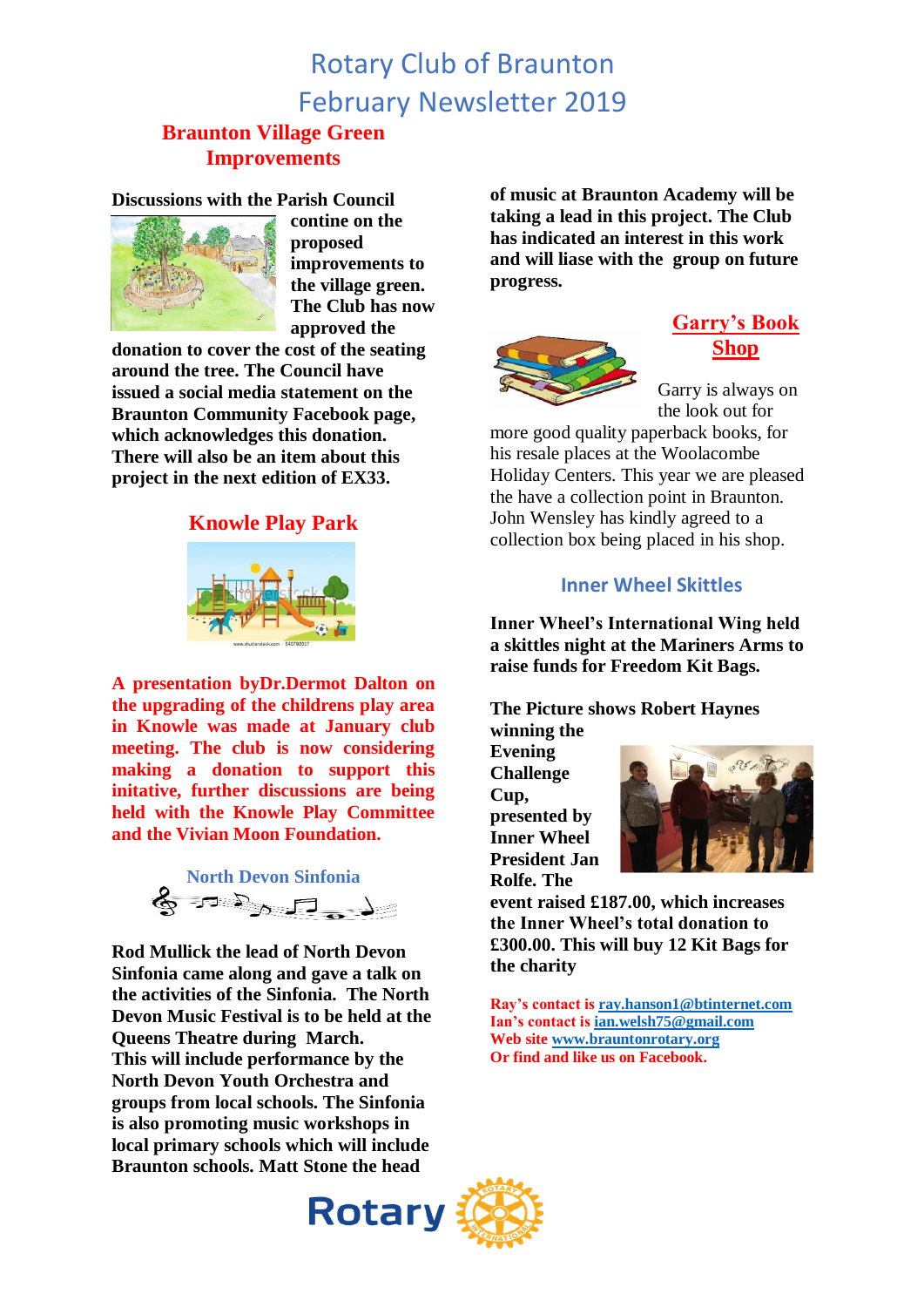# Rotary Club of Braunton
# February Newsletter 2019

## Braunton Village Green Improvements

**Discussions with the Parish Council contine on the proposed improvements to the village green. The Club has now approved the donation to cover the cost of the seating around the tree. The Council have issued a social media statement on the Braunton Community Facebook page, which acknowledges this donation. There will also be an item about this project in the next edition of EX33.**

## Knowle Play Park

**A presentation byDr.Dermot Dalton on the upgrading of the childrens play area in Knowle was made at January club meeting. The club is now considering making a donation to support this initative, further discussions are being held with the Knowle Play Committee and the Vivian Moon Foundation.**

## North Devon Sinfonia

**Rod Mullick the lead of North Devon Sinfonia came along and gave a talk on the activities of the Sinfonia. The North Devon Music Festival is to be held at the Queens Theatre during March. This will include performance by the North Devon Youth Orchestra and groups from local schools. The Sinfonia is also promoting music workshops in local primary schools which will include Braunton schools. Matt Stone the head of music at Braunton Academy will be taking a lead in this project. The Club has indicated an interest in this work and will liase with the group on future progress.**

## Garry's Book Shop

Garry is always on the look out for more good quality paperback books, for his resale places at the Woolacombe Holiday Centers. This year we are pleased the have a collection point in Braunton. John Wensley has kindly agreed to a collection box being placed in his shop.

## Inner Wheel Skittles

**Inner Wheel's International Wing held a skittles night at the Mariners Arms to raise funds for Freedom Kit Bags.**

**The Picture shows Robert Haynes winning the Evening Challenge Cup, presented by Inner Wheel President Jan Rolfe. The event raised £187.00, which increases the Inner Wheel's total donation to £300.00. This will buy 12 Kit Bags for the charity**

**Ray's contact is ray.hanson1@btinternet.com**
**Ian's contact is ian.welsh75@gmail.com**
**Web site www.brauntonrotary.org**
**Or find and like us on Facebook.**

Rotary